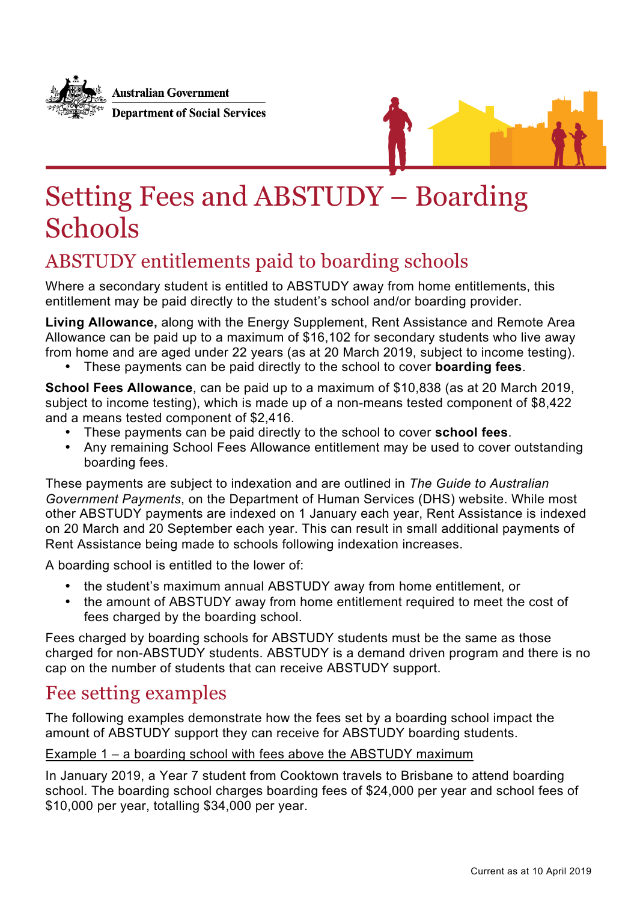Australian Government
Department of Social Services

# Setting Fees and ABSTUDY – Boarding Schools

## ABSTUDY entitlements paid to boarding schools

Where a secondary student is entitled to ABSTUDY away from home entitlements, this entitlement may be paid directly to the student's school and/or boarding provider.

**Living Allowance,** along with the Energy Supplement, Rent Assistance and Remote Area Allowance can be paid up to a maximum of $16,102 for secondary students who live away from home and are aged under 22 years (as at 20 March 2019, subject to income testing).

- These payments can be paid directly to the school to cover **boarding fees**.

**School Fees Allowance**, can be paid up to a maximum of $10,838 (as at 20 March 2019, subject to income testing), which is made up of a non-means tested component of $8,422 and a means tested component of $2,416.

- These payments can be paid directly to the school to cover **school fees**.
- Any remaining School Fees Allowance entitlement may be used to cover outstanding boarding fees.

These payments are subject to indexation and are outlined in *The Guide to Australian Government Payments*, on the Department of Human Services (DHS) website. While most other ABSTUDY payments are indexed on 1 January each year, Rent Assistance is indexed on 20 March and 20 September each year. This can result in small additional payments of Rent Assistance being made to schools following indexation increases.

A boarding school is entitled to the lower of:

- the student's maximum annual ABSTUDY away from home entitlement, or
- the amount of ABSTUDY away from home entitlement required to meet the cost of fees charged by the boarding school.

Fees charged by boarding schools for ABSTUDY students must be the same as those charged for non-ABSTUDY students. ABSTUDY is a demand driven program and there is no cap on the number of students that can receive ABSTUDY support.

## Fee setting examples

The following examples demonstrate how the fees set by a boarding school impact the amount of ABSTUDY support they can receive for ABSTUDY boarding students.

<u>Example 1 – a boarding school with fees above the ABSTUDY maximum</u>

In January 2019, a Year 7 student from Cooktown travels to Brisbane to attend boarding school. The boarding school charges boarding fees of $24,000 per year and school fees of $10,000 per year, totalling $34,000 per year.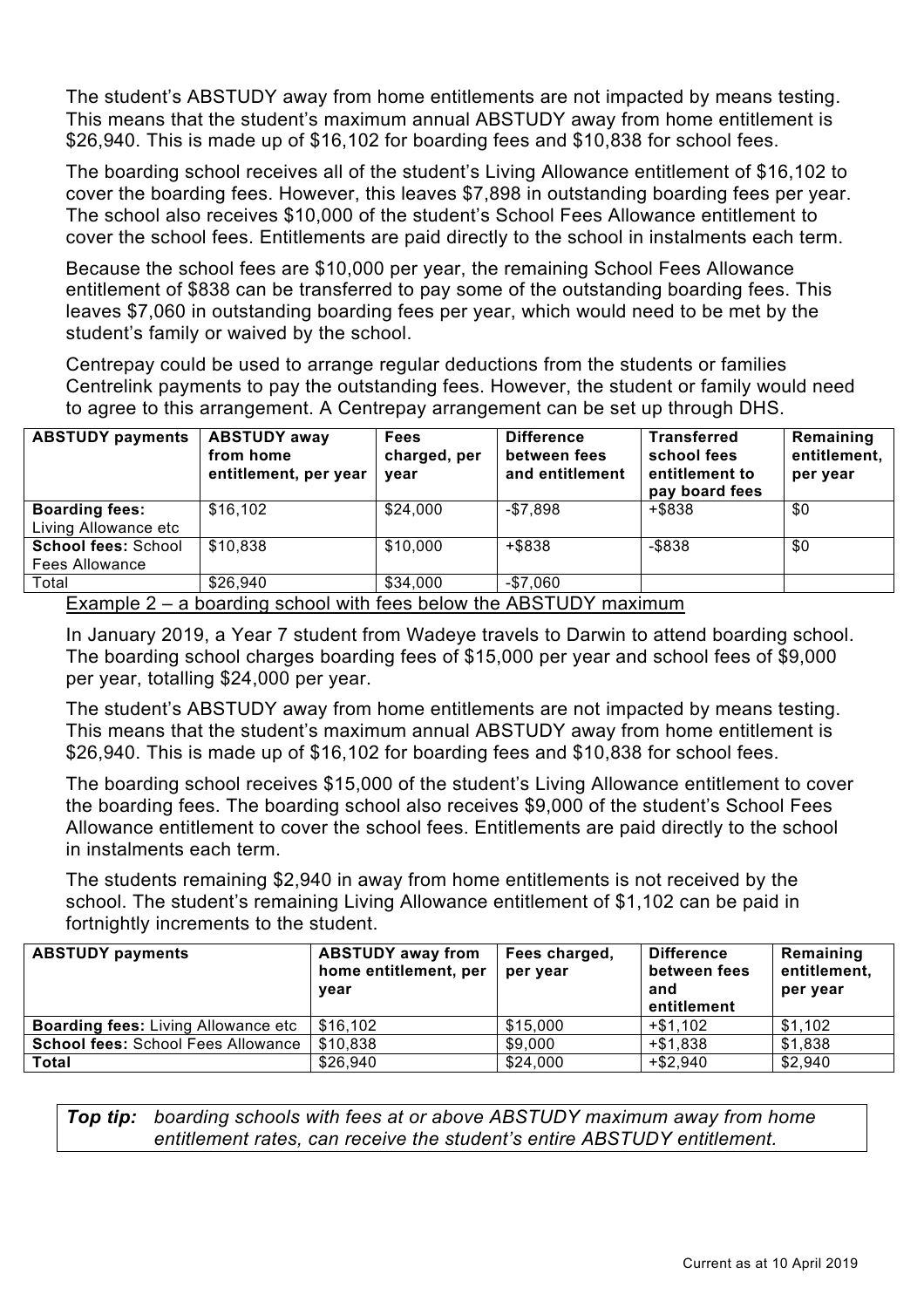The student's ABSTUDY away from home entitlements are not impacted by means testing. This means that the student's maximum annual ABSTUDY away from home entitlement is $26,940. This is made up of $16,102 for boarding fees and $10,838 for school fees.

The boarding school receives all of the student's Living Allowance entitlement of $16,102 to cover the boarding fees. However, this leaves $7,898 in outstanding boarding fees per year. The school also receives $10,000 of the student's School Fees Allowance entitlement to cover the school fees. Entitlements are paid directly to the school in instalments each term.

Because the school fees are $10,000 per year, the remaining School Fees Allowance entitlement of $838 can be transferred to pay some of the outstanding boarding fees. This leaves $7,060 in outstanding boarding fees per year, which would need to be met by the student's family or waived by the school.

Centrepay could be used to arrange regular deductions from the students or families Centrelink payments to pay the outstanding fees. However, the student or family would need to agree to this arrangement. A Centrepay arrangement can be set up through DHS.

| ABSTUDY payments | ABSTUDY away from home entitlement, per year | Fees charged, per year | Difference between fees and entitlement | Transferred school fees entitlement to pay board fees | Remaining entitlement, per year |
|---|---|---|---|---|---|
| **Boarding fees:** Living Allowance etc | $16,102 | $24,000 | -$7,898 | +$838 | $0 |
| **School fees:** School Fees Allowance | $10,838 | $10,000 | +$838 | -$838 | $0 |
| Total | $26,940 | $34,000 | -$7,060 | | |

Example 2 – a boarding school with fees below the ABSTUDY maximum

In January 2019, a Year 7 student from Wadeye travels to Darwin to attend boarding school. The boarding school charges boarding fees of $15,000 per year and school fees of $9,000 per year, totalling $24,000 per year.

The student's ABSTUDY away from home entitlements are not impacted by means testing. This means that the student's maximum annual ABSTUDY away from home entitlement is $26,940. This is made up of $16,102 for boarding fees and $10,838 for school fees.

The boarding school receives $15,000 of the student's Living Allowance entitlement to cover the boarding fees. The boarding school also receives $9,000 of the student's School Fees Allowance entitlement to cover the school fees. Entitlements are paid directly to the school in instalments each term.

The students remaining $2,940 in away from home entitlements is not received by the school. The student's remaining Living Allowance entitlement of $1,102 can be paid in fortnightly increments to the student.

| ABSTUDY payments | ABSTUDY away from home entitlement, per year | Fees charged, per year | Difference between fees and entitlement | Remaining entitlement, per year |
|---|---|---|---|---|
| **Boarding fees:** Living Allowance etc | $16,102 | $15,000 | +$1,102 | $1,102 |
| **School fees:** School Fees Allowance | $10,838 | $9,000 | +$1,838 | $1,838 |
| **Total** | $26,940 | $24,000 | +$2,940 | $2,940 |

***Top tip:*** *boarding schools with fees at or above ABSTUDY maximum away from home entitlement rates, can receive the student's entire ABSTUDY entitlement.*